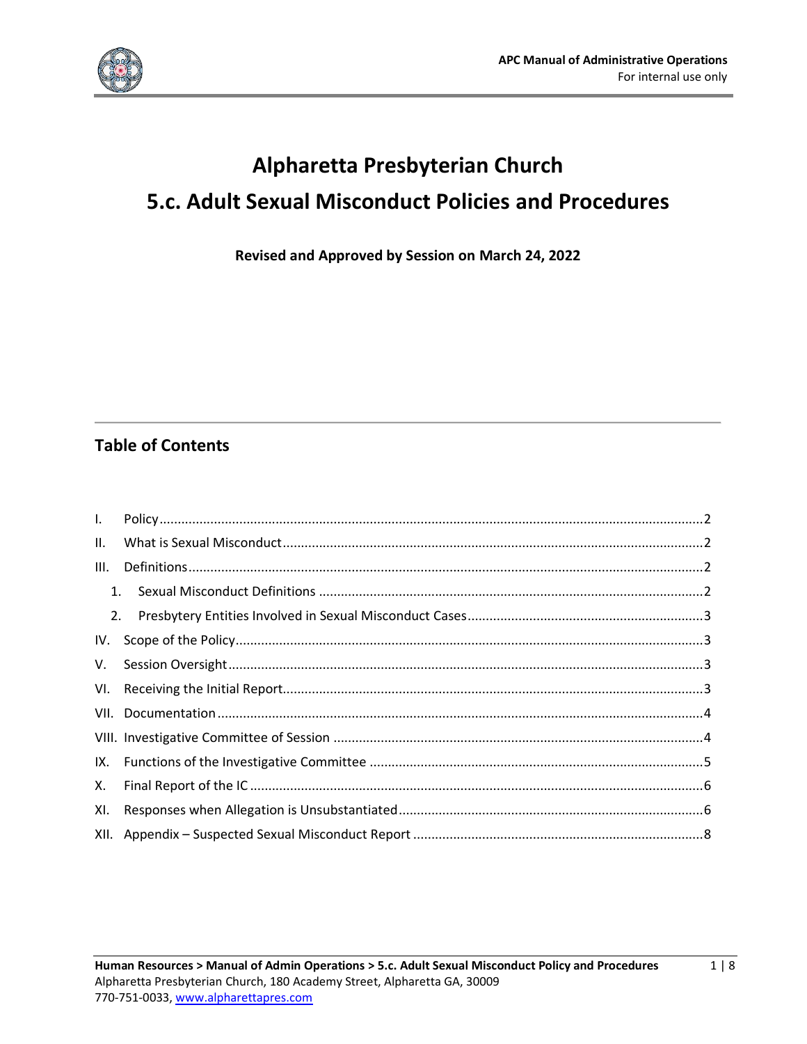# Alpharetta Presbyterian Church

# 5.c. Adult Sexual Misconduct Policies and Procedures

**Revised and Approved by Session on March 24, 2022**

## Table of Contents

- I. Policy ........ 2
- II. What is Sexual Misconduct ........ 2
- III. Definitions ........ 2
  1. Sexual Misconduct Definitions ........ 2
  2. Presbytery Entities Involved in Sexual Misconduct Cases ........ 3
- IV. Scope of the Policy ........ 3
- V. Session Oversight ........ 3
- VI. Receiving the Initial Report ........ 3
- VII. Documentation ........ 4
- VIII. Investigative Committee of Session ........ 4
- IX. Functions of the Investigative Committee ........ 5
- X. Final Report of the IC ........ 6
- XI. Responses when Allegation is Unsubstantiated ........ 6
- XII. Appendix – Suspected Sexual Misconduct Report ........ 8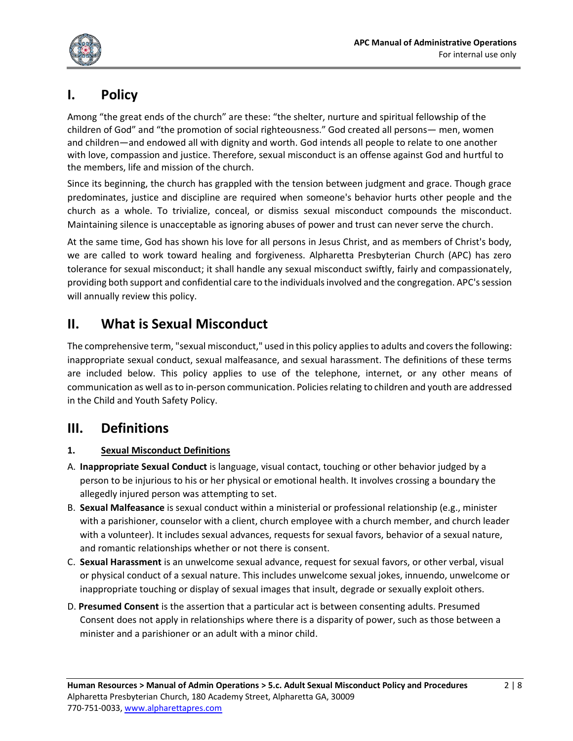## I. Policy

Among "the great ends of the church" are these: "the shelter, nurture and spiritual fellowship of the children of God" and "the promotion of social righteousness." God created all persons— men, women and children—and endowed all with dignity and worth. God intends all people to relate to one another with love, compassion and justice. Therefore, sexual misconduct is an offense against God and hurtful to the members, life and mission of the church.

Since its beginning, the church has grappled with the tension between judgment and grace. Though grace predominates, justice and discipline are required when someone's behavior hurts other people and the church as a whole. To trivialize, conceal, or dismiss sexual misconduct compounds the misconduct. Maintaining silence is unacceptable as ignoring abuses of power and trust can never serve the church.

At the same time, God has shown his love for all persons in Jesus Christ, and as members of Christ's body, we are called to work toward healing and forgiveness. Alpharetta Presbyterian Church (APC) has zero tolerance for sexual misconduct; it shall handle any sexual misconduct swiftly, fairly and compassionately, providing both support and confidential care to the individuals involved and the congregation. APC's session will annually review this policy.

## II. What is Sexual Misconduct

The comprehensive term, "sexual misconduct," used in this policy applies to adults and covers the following: inappropriate sexual conduct, sexual malfeasance, and sexual harassment. The definitions of these terms are included below. This policy applies to use of the telephone, internet, or any other means of communication as well as to in-person communication. Policies relating to children and youth are addressed in the Child and Youth Safety Policy.

## III. Definitions

**1. Sexual Misconduct Definitions**

A. **Inappropriate Sexual Conduct** is language, visual contact, touching or other behavior judged by a person to be injurious to his or her physical or emotional health. It involves crossing a boundary the allegedly injured person was attempting to set.

B. **Sexual Malfeasance** is sexual conduct within a ministerial or professional relationship (e.g., minister with a parishioner, counselor with a client, church employee with a church member, and church leader with a volunteer). It includes sexual advances, requests for sexual favors, behavior of a sexual nature, and romantic relationships whether or not there is consent.

C. **Sexual Harassment** is an unwelcome sexual advance, request for sexual favors, or other verbal, visual or physical conduct of a sexual nature. This includes unwelcome sexual jokes, innuendo, unwelcome or inappropriate touching or display of sexual images that insult, degrade or sexually exploit others.

D. **Presumed Consent** is the assertion that a particular act is between consenting adults. Presumed Consent does not apply in relationships where there is a disparity of power, such as those between a minister and a parishioner or an adult with a minor child.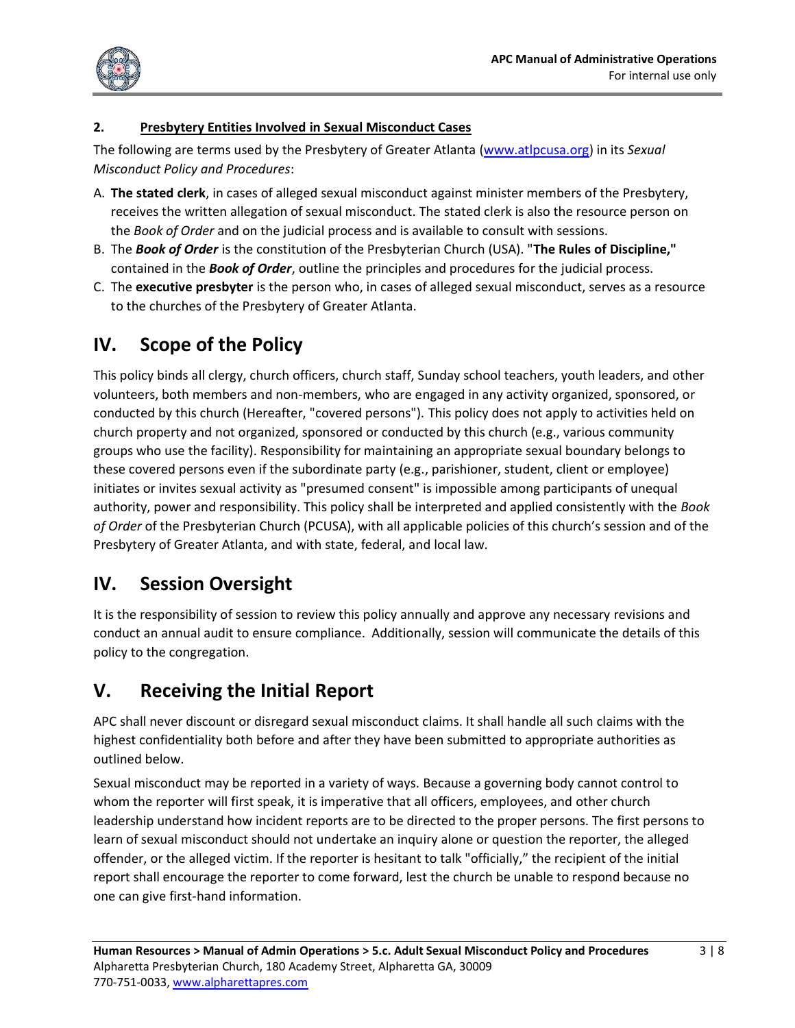#### 2. Presbytery Entities Involved in Sexual Misconduct Cases

The following are terms used by the Presbytery of Greater Atlanta (www.atlpcusa.org) in its *Sexual Misconduct Policy and Procedures*:

A. **The stated clerk**, in cases of alleged sexual misconduct against minister members of the Presbytery, receives the written allegation of sexual misconduct. The stated clerk is also the resource person on the *Book of Order* and on the judicial process and is available to consult with sessions.
B. The ***Book of Order*** is the constitution of the Presbyterian Church (USA). "**The Rules of Discipline,"** contained in the ***Book of Order***, outline the principles and procedures for the judicial process.
C. The **executive presbyter** is the person who, in cases of alleged sexual misconduct, serves as a resource to the churches of the Presbytery of Greater Atlanta.

## IV. Scope of the Policy

This policy binds all clergy, church officers, church staff, Sunday school teachers, youth leaders, and other volunteers, both members and non-members, who are engaged in any activity organized, sponsored, or conducted by this church (Hereafter, "covered persons"). This policy does not apply to activities held on church property and not organized, sponsored or conducted by this church (e.g., various community groups who use the facility). Responsibility for maintaining an appropriate sexual boundary belongs to these covered persons even if the subordinate party (e.g., parishioner, student, client or employee) initiates or invites sexual activity as "presumed consent" is impossible among participants of unequal authority, power and responsibility. This policy shall be interpreted and applied consistently with the *Book of Order* of the Presbyterian Church (PCUSA), with all applicable policies of this church's session and of the Presbytery of Greater Atlanta, and with state, federal, and local law.

## IV. Session Oversight

It is the responsibility of session to review this policy annually and approve any necessary revisions and conduct an annual audit to ensure compliance. Additionally, session will communicate the details of this policy to the congregation.

## V. Receiving the Initial Report

APC shall never discount or disregard sexual misconduct claims. It shall handle all such claims with the highest confidentiality both before and after they have been submitted to appropriate authorities as outlined below.

Sexual misconduct may be reported in a variety of ways. Because a governing body cannot control to whom the reporter will first speak, it is imperative that all officers, employees, and other church leadership understand how incident reports are to be directed to the proper persons. The first persons to learn of sexual misconduct should not undertake an inquiry alone or question the reporter, the alleged offender, or the alleged victim. If the reporter is hesitant to talk "officially," the recipient of the initial report shall encourage the reporter to come forward, lest the church be unable to respond because no one can give first-hand information.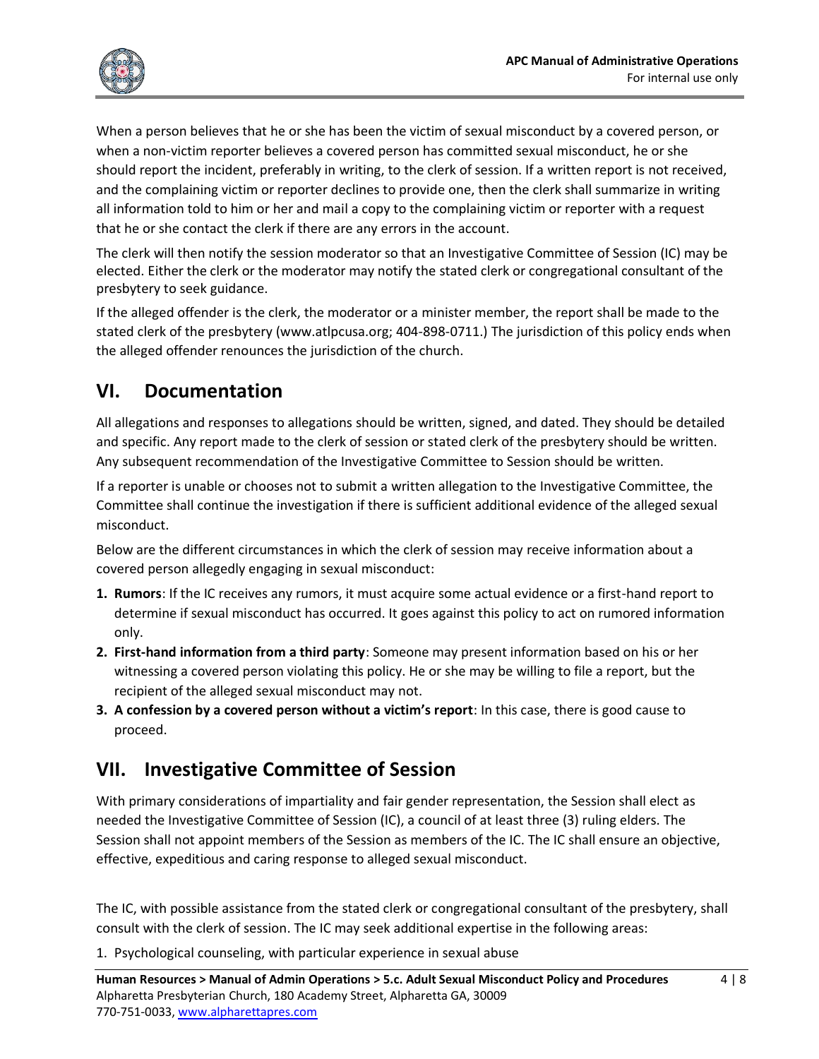When a person believes that he or she has been the victim of sexual misconduct by a covered person, or when a non-victim reporter believes a covered person has committed sexual misconduct, he or she should report the incident, preferably in writing, to the clerk of session. If a written report is not received, and the complaining victim or reporter declines to provide one, then the clerk shall summarize in writing all information told to him or her and mail a copy to the complaining victim or reporter with a request that he or she contact the clerk if there are any errors in the account.

The clerk will then notify the session moderator so that an Investigative Committee of Session (IC) may be elected. Either the clerk or the moderator may notify the stated clerk or congregational consultant of the presbytery to seek guidance.

If the alleged offender is the clerk, the moderator or a minister member, the report shall be made to the stated clerk of the presbytery (www.atlpcusa.org; 404-898-0711.) The jurisdiction of this policy ends when the alleged offender renounces the jurisdiction of the church.

## VI. Documentation

All allegations and responses to allegations should be written, signed, and dated. They should be detailed and specific. Any report made to the clerk of session or stated clerk of the presbytery should be written. Any subsequent recommendation of the Investigative Committee to Session should be written.

If a reporter is unable or chooses not to submit a written allegation to the Investigative Committee, the Committee shall continue the investigation if there is sufficient additional evidence of the alleged sexual misconduct.

Below are the different circumstances in which the clerk of session may receive information about a covered person allegedly engaging in sexual misconduct:

1. **Rumors**: If the IC receives any rumors, it must acquire some actual evidence or a first-hand report to determine if sexual misconduct has occurred. It goes against this policy to act on rumored information only.
2. **First-hand information from a third party**: Someone may present information based on his or her witnessing a covered person violating this policy. He or she may be willing to file a report, but the recipient of the alleged sexual misconduct may not.
3. **A confession by a covered person without a victim's report**: In this case, there is good cause to proceed.

## VII. Investigative Committee of Session

With primary considerations of impartiality and fair gender representation, the Session shall elect as needed the Investigative Committee of Session (IC), a council of at least three (3) ruling elders. The Session shall not appoint members of the Session as members of the IC. The IC shall ensure an objective, effective, expeditious and caring response to alleged sexual misconduct.

The IC, with possible assistance from the stated clerk or congregational consultant of the presbytery, shall consult with the clerk of session. The IC may seek additional expertise in the following areas:

1. Psychological counseling, with particular experience in sexual abuse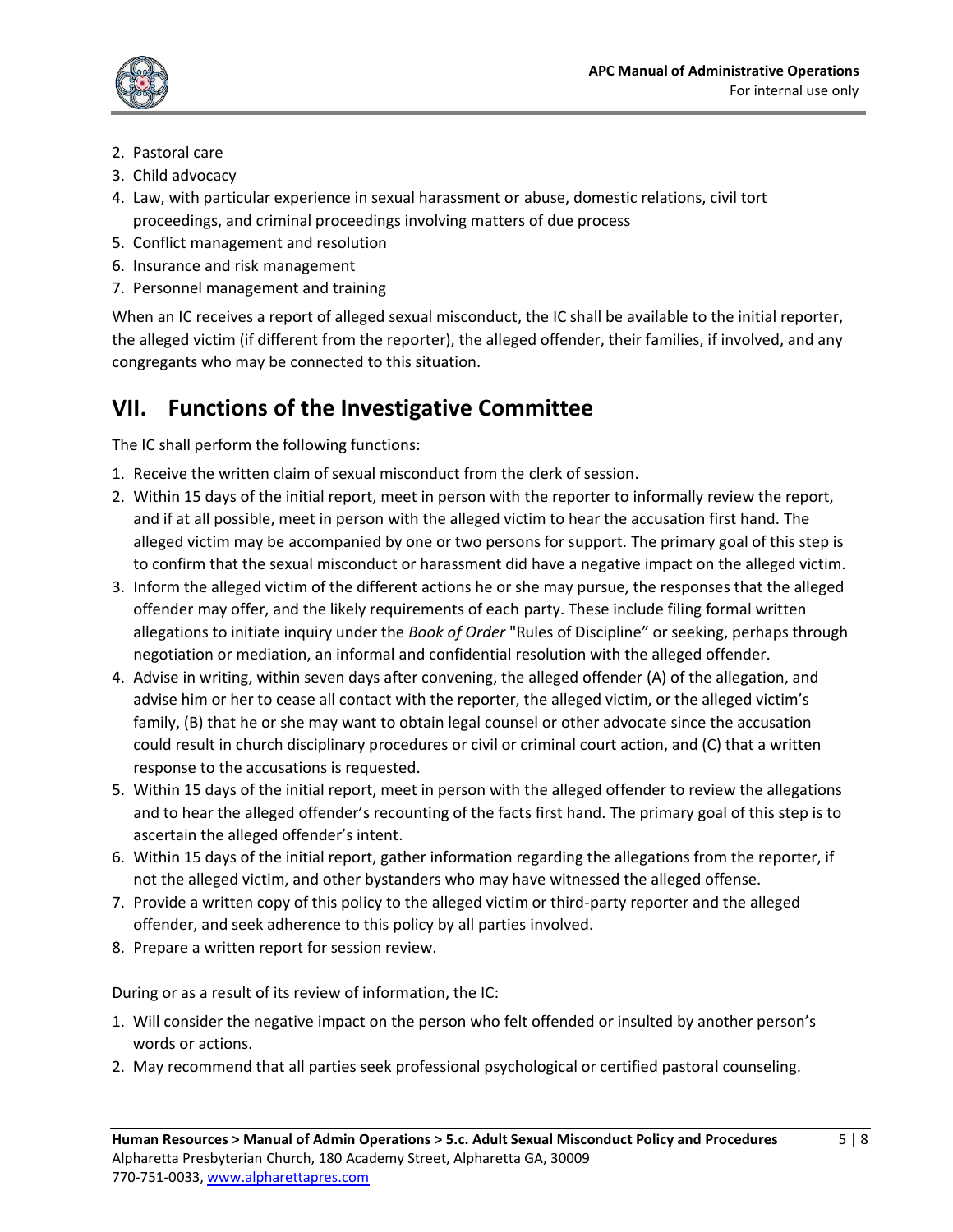2. Pastoral care
3. Child advocacy
4. Law, with particular experience in sexual harassment or abuse, domestic relations, civil tort proceedings, and criminal proceedings involving matters of due process
5. Conflict management and resolution
6. Insurance and risk management
7. Personnel management and training

When an IC receives a report of alleged sexual misconduct, the IC shall be available to the initial reporter, the alleged victim (if different from the reporter), the alleged offender, their families, if involved, and any congregants who may be connected to this situation.

# VII. Functions of the Investigative Committee

The IC shall perform the following functions:

1. Receive the written claim of sexual misconduct from the clerk of session.
2. Within 15 days of the initial report, meet in person with the reporter to informally review the report, and if at all possible, meet in person with the alleged victim to hear the accusation first hand. The alleged victim may be accompanied by one or two persons for support. The primary goal of this step is to confirm that the sexual misconduct or harassment did have a negative impact on the alleged victim.
3. Inform the alleged victim of the different actions he or she may pursue, the responses that the alleged offender may offer, and the likely requirements of each party. These include filing formal written allegations to initiate inquiry under the *Book of Order* "Rules of Discipline" or seeking, perhaps through negotiation or mediation, an informal and confidential resolution with the alleged offender.
4. Advise in writing, within seven days after convening, the alleged offender (A) of the allegation, and advise him or her to cease all contact with the reporter, the alleged victim, or the alleged victim's family, (B) that he or she may want to obtain legal counsel or other advocate since the accusation could result in church disciplinary procedures or civil or criminal court action, and (C) that a written response to the accusations is requested.
5. Within 15 days of the initial report, meet in person with the alleged offender to review the allegations and to hear the alleged offender's recounting of the facts first hand. The primary goal of this step is to ascertain the alleged offender's intent.
6. Within 15 days of the initial report, gather information regarding the allegations from the reporter, if not the alleged victim, and other bystanders who may have witnessed the alleged offense.
7. Provide a written copy of this policy to the alleged victim or third-party reporter and the alleged offender, and seek adherence to this policy by all parties involved.
8. Prepare a written report for session review.

During or as a result of its review of information, the IC:

1. Will consider the negative impact on the person who felt offended or insulted by another person's words or actions.
2. May recommend that all parties seek professional psychological or certified pastoral counseling.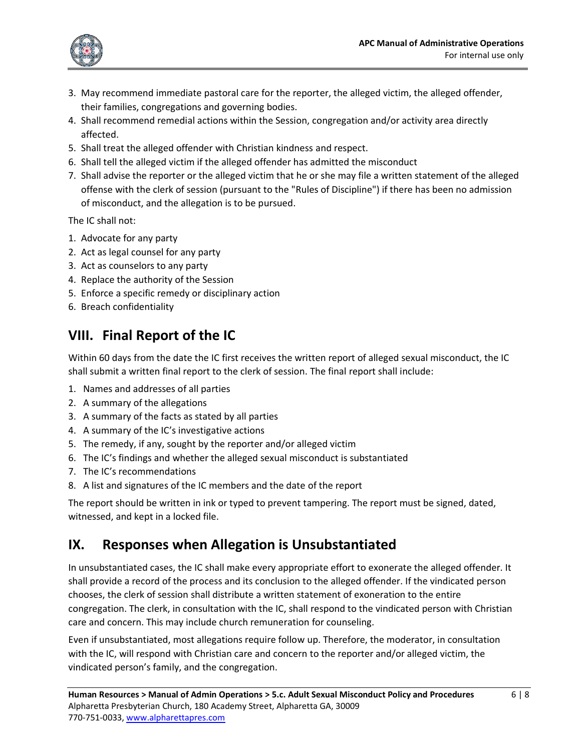3. May recommend immediate pastoral care for the reporter, the alleged victim, the alleged offender, their families, congregations and governing bodies.
4. Shall recommend remedial actions within the Session, congregation and/or activity area directly affected.
5. Shall treat the alleged offender with Christian kindness and respect.
6. Shall tell the alleged victim if the alleged offender has admitted the misconduct
7. Shall advise the reporter or the alleged victim that he or she may file a written statement of the alleged offense with the clerk of session (pursuant to the "Rules of Discipline") if there has been no admission of misconduct, and the allegation is to be pursued.

The IC shall not:

1. Advocate for any party
2. Act as legal counsel for any party
3. Act as counselors to any party
4. Replace the authority of the Session
5. Enforce a specific remedy or disciplinary action
6. Breach confidentiality

## VIII. Final Report of the IC

Within 60 days from the date the IC first receives the written report of alleged sexual misconduct, the IC shall submit a written final report to the clerk of session. The final report shall include:

1. Names and addresses of all parties
2. A summary of the allegations
3. A summary of the facts as stated by all parties
4. A summary of the IC's investigative actions
5. The remedy, if any, sought by the reporter and/or alleged victim
6. The IC's findings and whether the alleged sexual misconduct is substantiated
7. The IC's recommendations
8. A list and signatures of the IC members and the date of the report

The report should be written in ink or typed to prevent tampering. The report must be signed, dated, witnessed, and kept in a locked file.

## IX. Responses when Allegation is Unsubstantiated

In unsubstantiated cases, the IC shall make every appropriate effort to exonerate the alleged offender. It shall provide a record of the process and its conclusion to the alleged offender. If the vindicated person chooses, the clerk of session shall distribute a written statement of exoneration to the entire congregation. The clerk, in consultation with the IC, shall respond to the vindicated person with Christian care and concern. This may include church remuneration for counseling.

Even if unsubstantiated, most allegations require follow up. Therefore, the moderator, in consultation with the IC, will respond with Christian care and concern to the reporter and/or alleged victim, the vindicated person's family, and the congregation.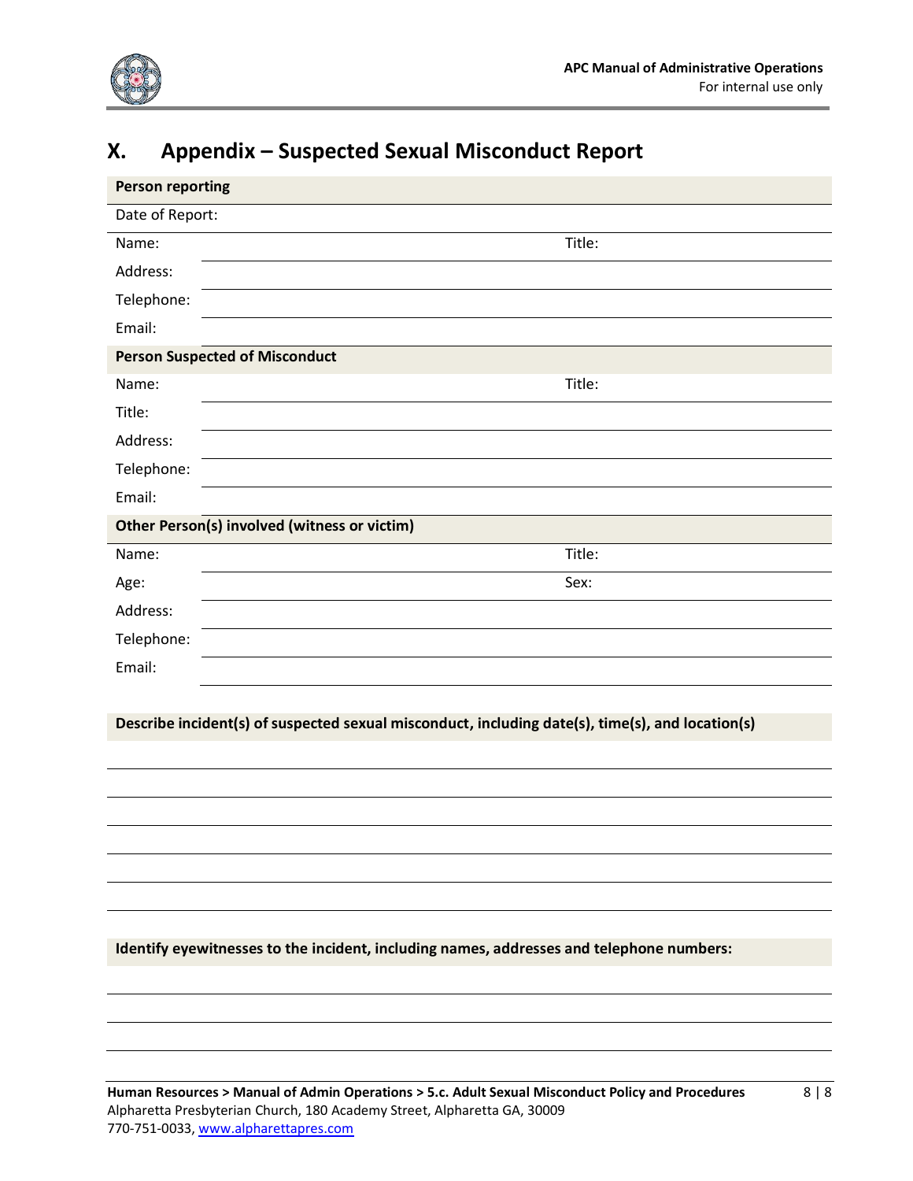# X. Appendix – Suspected Sexual Misconduct Report

| **Person reporting** | | | |
|---|---|---|---|
| Date of Report: | | | |
| Name: | | Title: | |
| Address: | | | |
| Telephone: | | | |
| Email: | | | |
| **Person Suspected of Misconduct** | | | |
| Name: | | Title: | |
| Title: | | | |
| Address: | | | |
| Telephone: | | | |
| Email: | | | |
| **Other Person(s) involved (witness or victim)** | | | |
| Name: | | Title: | |
| Age: | | Sex: | |
| Address: | | | |
| Telephone: | | | |
| Email: | | | |

**Describe incident(s) of suspected sexual misconduct, including date(s), time(s), and location(s)**

______________________________________________________________________

______________________________________________________________________

______________________________________________________________________

______________________________________________________________________

______________________________________________________________________

______________________________________________________________________

**Identify eyewitnesses to the incident, including names, addresses and telephone numbers:**

______________________________________________________________________

______________________________________________________________________

______________________________________________________________________